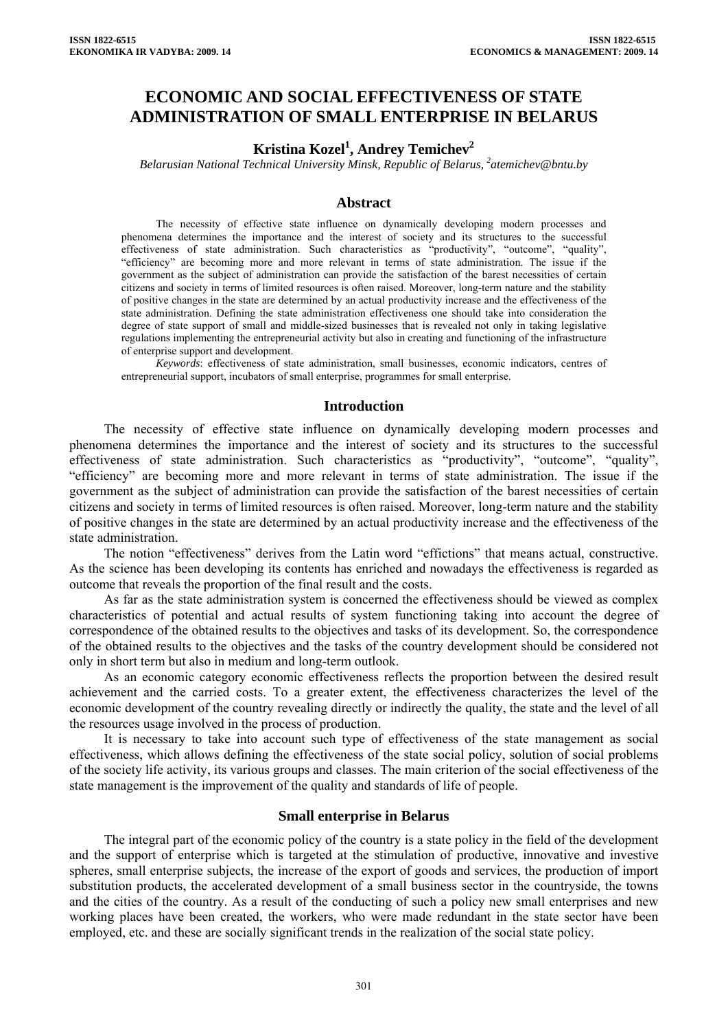# ECONOMIC AND SOCIAL EFFECTIVENESS OF STATE ADMINISTRATION OF SMALL ENTERPRISE IN BELARUS

**Kristina Kozel[1], Andrey Temichev[2]**

*Belarusian National Technical University Minsk, Republic of Belarus, [2]atemichev@bntu.by*

## Abstract

The necessity of effective state influence on dynamically developing modern processes and phenomena determines the importance and the interest of society and its structures to the successful effectiveness of state administration. Such characteristics as "productivity", "outcome", "quality", "efficiency" are becoming more and more relevant in terms of state administration. The issue if the government as the subject of administration can provide the satisfaction of the barest necessities of certain citizens and society in terms of limited resources is often raised. Moreover, long-term nature and the stability of positive changes in the state are determined by an actual productivity increase and the effectiveness of the state administration. Defining the state administration effectiveness one should take into consideration the degree of state support of small and middle-sized businesses that is revealed not only in taking legislative regulations implementing the entrepreneurial activity but also in creating and functioning of the infrastructure of enterprise support and development.

*Keywords*: effectiveness of state administration, small businesses, economic indicators, centres of entrepreneurial support, incubators of small enterprise, programmes for small enterprise.

## Introduction

The necessity of effective state influence on dynamically developing modern processes and phenomena determines the importance and the interest of society and its structures to the successful effectiveness of state administration. Such characteristics as "productivity", "outcome", "quality", "efficiency" are becoming more and more relevant in terms of state administration. The issue if the government as the subject of administration can provide the satisfaction of the barest necessities of certain citizens and society in terms of limited resources is often raised. Moreover, long-term nature and the stability of positive changes in the state are determined by an actual productivity increase and the effectiveness of the state administration.

The notion "effectiveness" derives from the Latin word "effictions" that means actual, constructive. As the science has been developing its contents has enriched and nowadays the effectiveness is regarded as outcome that reveals the proportion of the final result and the costs.

As far as the state administration system is concerned the effectiveness should be viewed as complex characteristics of potential and actual results of system functioning taking into account the degree of correspondence of the obtained results to the objectives and tasks of its development. So, the correspondence of the obtained results to the objectives and the tasks of the country development should be considered not only in short term but also in medium and long-term outlook.

As an economic category economic effectiveness reflects the proportion between the desired result achievement and the carried costs. To a greater extent, the effectiveness characterizes the level of the economic development of the country revealing directly or indirectly the quality, the state and the level of all the resources usage involved in the process of production.

It is necessary to take into account such type of effectiveness of the state management as social effectiveness, which allows defining the effectiveness of the state social policy, solution of social problems of the society life activity, its various groups and classes. The main criterion of the social effectiveness of the state management is the improvement of the quality and standards of life of people.

## Small enterprise in Belarus

The integral part of the economic policy of the country is a state policy in the field of the development and the support of enterprise which is targeted at the stimulation of productive, innovative and investive spheres, small enterprise subjects, the increase of the export of goods and services, the production of import substitution products, the accelerated development of a small business sector in the countryside, the towns and the cities of the country. As a result of the conducting of such a policy new small enterprises and new working places have been created, the workers, who were made redundant in the state sector have been employed, etc. and these are socially significant trends in the realization of the social state policy.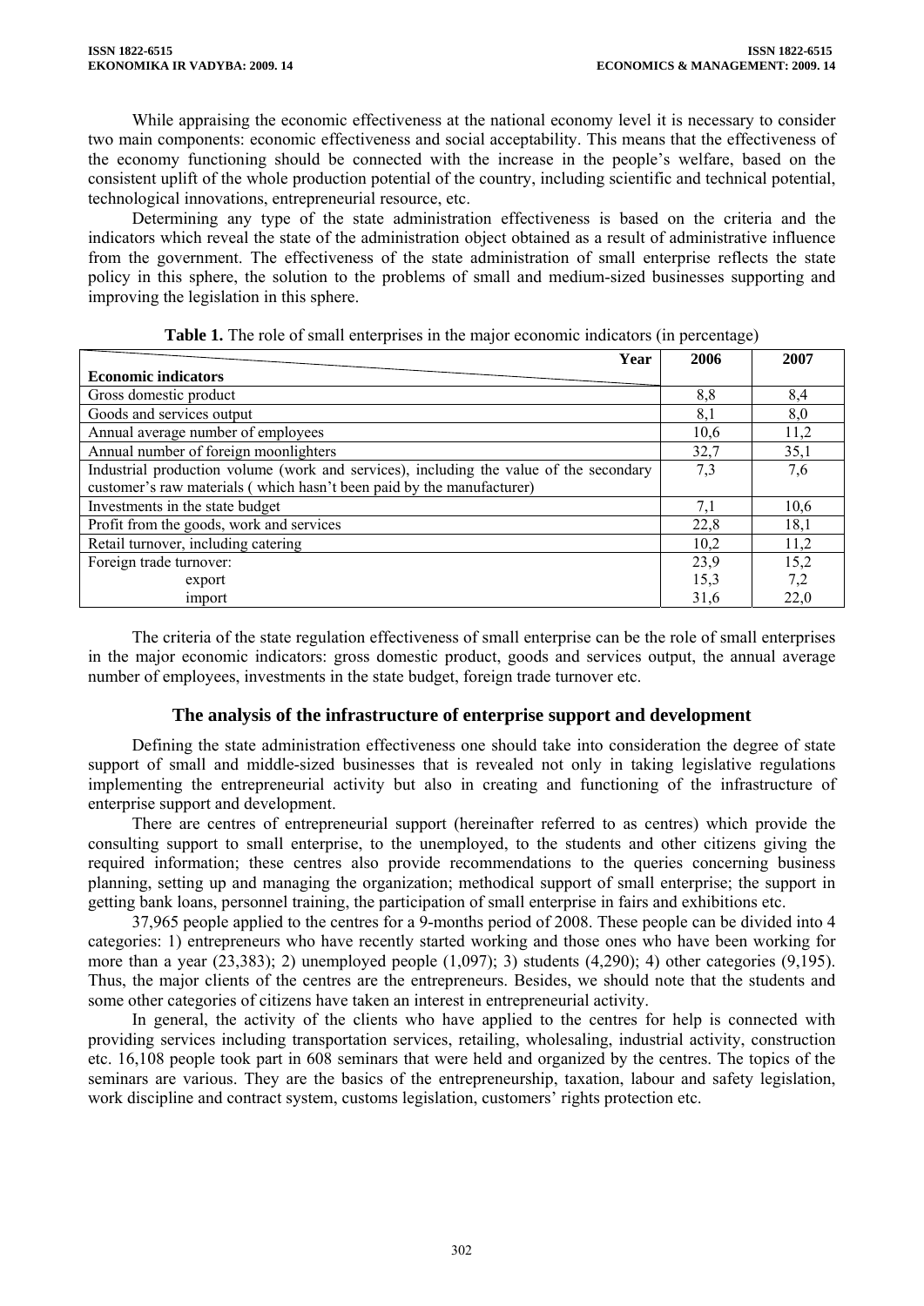While appraising the economic effectiveness at the national economy level it is necessary to consider two main components: economic effectiveness and social acceptability. This means that the effectiveness of the economy functioning should be connected with the increase in the people's welfare, based on the consistent uplift of the whole production potential of the country, including scientific and technical potential, technological innovations, entrepreneurial resource, etc.

Determining any type of the state administration effectiveness is based on the criteria and the indicators which reveal the state of the administration object obtained as a result of administrative influence from the government. The effectiveness of the state administration of small enterprise reflects the state policy in this sphere, the solution to the problems of small and medium-sized businesses supporting and improving the legislation in this sphere.

**Table 1.** The role of small enterprises in the major economic indicators (in percentage)

| Economic indicators / Year | 2006 | 2007 |
|---|---|---|
| Gross domestic product | 8,8 | 8,4 |
| Goods and services output | 8,1 | 8,0 |
| Annual average number of employees | 10,6 | 11,2 |
| Annual number of foreign moonlighters | 32,7 | 35,1 |
| Industrial production volume (work and services), including the value of the secondary customer's raw materials ( which hasn't been paid by the manufacturer) | 7,3 | 7,6 |
| Investments in the state budget | 7,1 | 10,6 |
| Profit from the goods, work and services | 22,8 | 18,1 |
| Retail turnover, including catering | 10,2 | 11,2 |
| Foreign trade turnover: | 23,9 | 15,2 |
| export | 15,3 | 7,2 |
| import | 31,6 | 22,0 |

The criteria of the state regulation effectiveness of small enterprise can be the role of small enterprises in the major economic indicators: gross domestic product, goods and services output, the annual average number of employees, investments in the state budget, foreign trade turnover etc.

## The analysis of the infrastructure of enterprise support and development

Defining the state administration effectiveness one should take into consideration the degree of state support of small and middle-sized businesses that is revealed not only in taking legislative regulations implementing the entrepreneurial activity but also in creating and functioning of the infrastructure of enterprise support and development.

There are centres of entrepreneurial support (hereinafter referred to as centres) which provide the consulting support to small enterprise, to the unemployed, to the students and other citizens giving the required information; these centres also provide recommendations to the queries concerning business planning, setting up and managing the organization; methodical support of small enterprise; the support in getting bank loans, personnel training, the participation of small enterprise in fairs and exhibitions etc.

37,965 people applied to the centres for a 9-months period of 2008. These people can be divided into 4 categories: 1) entrepreneurs who have recently started working and those ones who have been working for more than a year (23,383); 2) unemployed people (1,097); 3) students (4,290); 4) other categories (9,195). Thus, the major clients of the centres are the entrepreneurs. Besides, we should note that the students and some other categories of citizens have taken an interest in entrepreneurial activity.

In general, the activity of the clients who have applied to the centres for help is connected with providing services including transportation services, retailing, wholesaling, industrial activity, construction etc. 16,108 people took part in 608 seminars that were held and organized by the centres. The topics of the seminars are various. They are the basics of the entrepreneurship, taxation, labour and safety legislation, work discipline and contract system, customs legislation, customers' rights protection etc.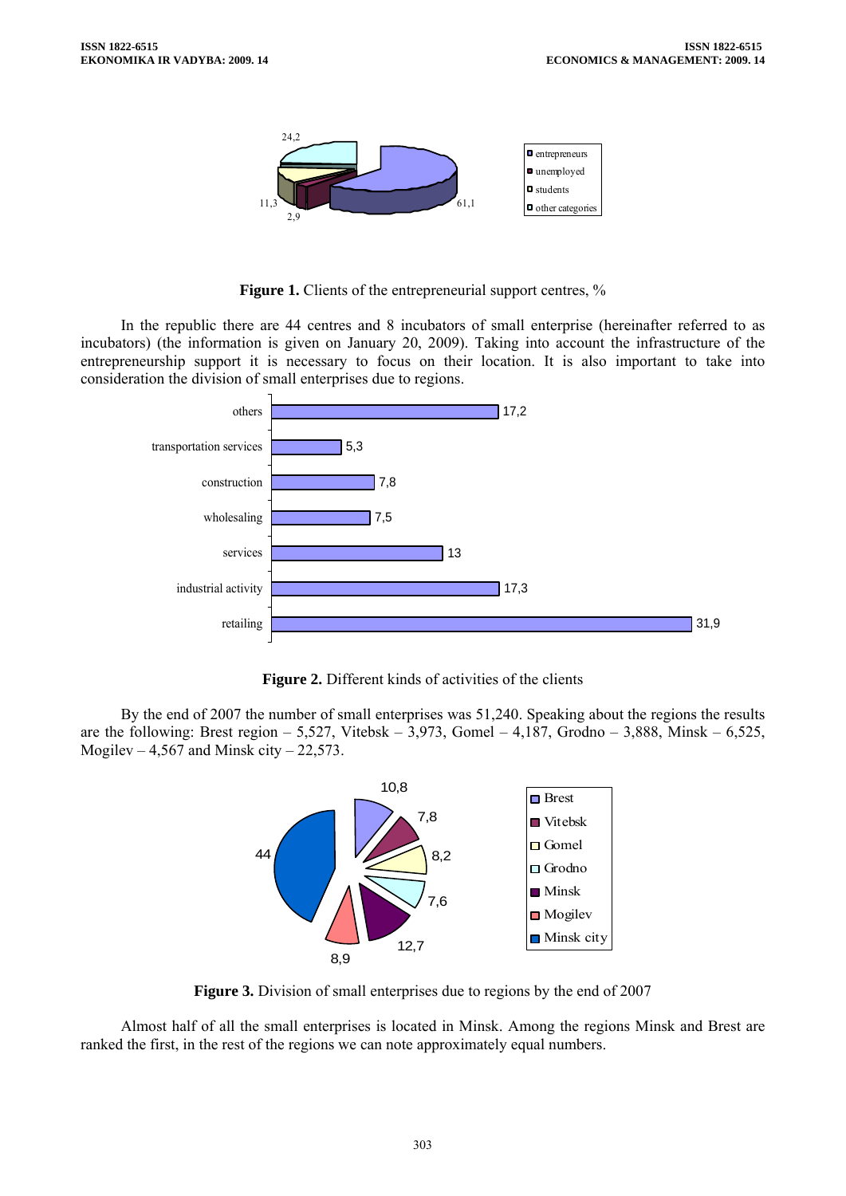**Figure 1.** Clients of the entrepreneurial support centres, %

In the republic there are 44 centres and 8 incubators of small enterprise (hereinafter referred to as incubators) (the information is given on January 20, 2009). Taking into account the infrastructure of the entrepreneurship support it is necessary to focus on their location. It is also important to take into consideration the division of small enterprises due to regions.

**Figure 2.** Different kinds of activities of the clients

By the end of 2007 the number of small enterprises was 51,240. Speaking about the regions the results are the following: Brest region – 5,527, Vitebsk – 3,973, Gomel – 4,187, Grodno – 3,888, Minsk – 6,525, Mogilev – 4,567 and Minsk city – 22,573.

**Figure 3.** Division of small enterprises due to regions by the end of 2007

Almost half of all the small enterprises is located in Minsk. Among the regions Minsk and Brest are ranked the first, in the rest of the regions we can note approximately equal numbers.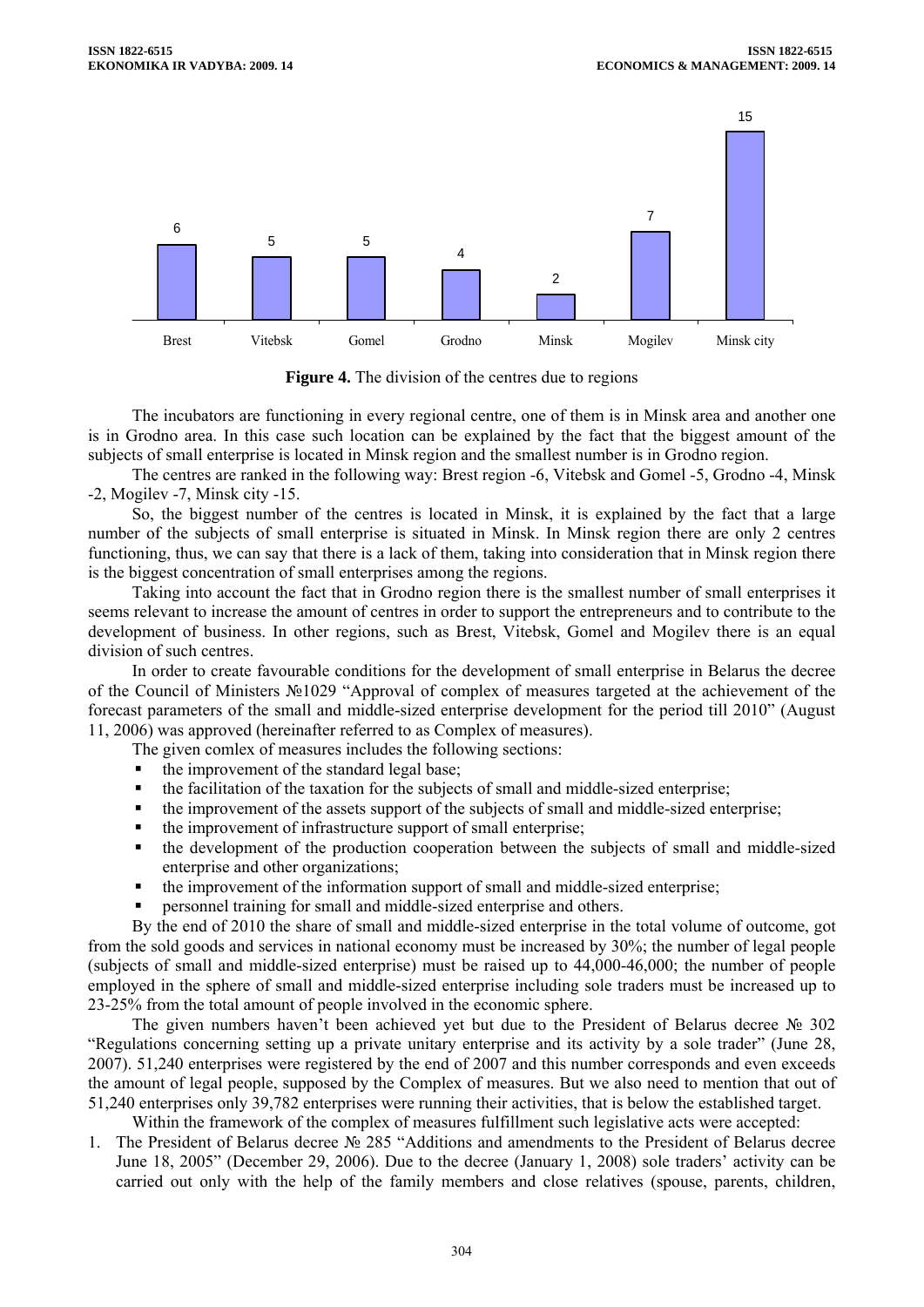**Figure 4.** The division of the centres due to regions

The incubators are functioning in every regional centre, one of them is in Minsk area and another one is in Grodno area. In this case such location can be explained by the fact that the biggest amount of the subjects of small enterprise is located in Minsk region and the smallest number is in Grodno region.

The centres are ranked in the following way: Brest region -6, Vitebsk and Gomel -5, Grodno -4, Minsk -2, Mogilev -7, Minsk city -15.

So, the biggest number of the centres is located in Minsk, it is explained by the fact that a large number of the subjects of small enterprise is situated in Minsk. In Minsk region there are only 2 centres functioning, thus, we can say that there is a lack of them, taking into consideration that in Minsk region there is the biggest concentration of small enterprises among the regions.

Taking into account the fact that in Grodno region there is the smallest number of small enterprises it seems relevant to increase the amount of centres in order to support the entrepreneurs and to contribute to the development of business. In other regions, such as Brest, Vitebsk, Gomel and Mogilev there is an equal division of such centres.

In order to create favourable conditions for the development of small enterprise in Belarus the decree of the Council of Ministers №1029 "Approval of complex of measures targeted at the achievement of the forecast parameters of the small and middle-sized enterprise development for the period till 2010" (August 11, 2006) was approved (hereinafter referred to as Complex of measures).

The given comlex of measures includes the following sections:

- the improvement of the standard legal base;
- the facilitation of the taxation for the subjects of small and middle-sized enterprise;
- the improvement of the assets support of the subjects of small and middle-sized enterprise;
- the improvement of infrastructure support of small enterprise;
- the development of the production cooperation between the subjects of small and middle-sized enterprise and other organizations;
- the improvement of the information support of small and middle-sized enterprise;
- personnel training for small and middle-sized enterprise and others.

By the end of 2010 the share of small and middle-sized enterprise in the total volume of outcome, got from the sold goods and services in national economy must be increased by 30%; the number of legal people (subjects of small and middle-sized enterprise) must be raised up to 44,000-46,000; the number of people employed in the sphere of small and middle-sized enterprise including sole traders must be increased up to 23-25% from the total amount of people involved in the economic sphere.

The given numbers haven't been achieved yet but due to the President of Belarus decree № 302 "Regulations concerning setting up a private unitary enterprise and its activity by a sole trader" (June 28, 2007). 51,240 enterprises were registered by the end of 2007 and this number corresponds and even exceeds the amount of legal people, supposed by the Complex of measures. But we also need to mention that out of 51,240 enterprises only 39,782 enterprises were running their activities, that is below the established target.

Within the framework of the complex of measures fulfillment such legislative acts were accepted:

1. The President of Belarus decree № 285 "Additions and amendments to the President of Belarus decree June 18, 2005" (December 29, 2006). Due to the decree (January 1, 2008) sole traders' activity can be carried out only with the help of the family members and close relatives (spouse, parents, children,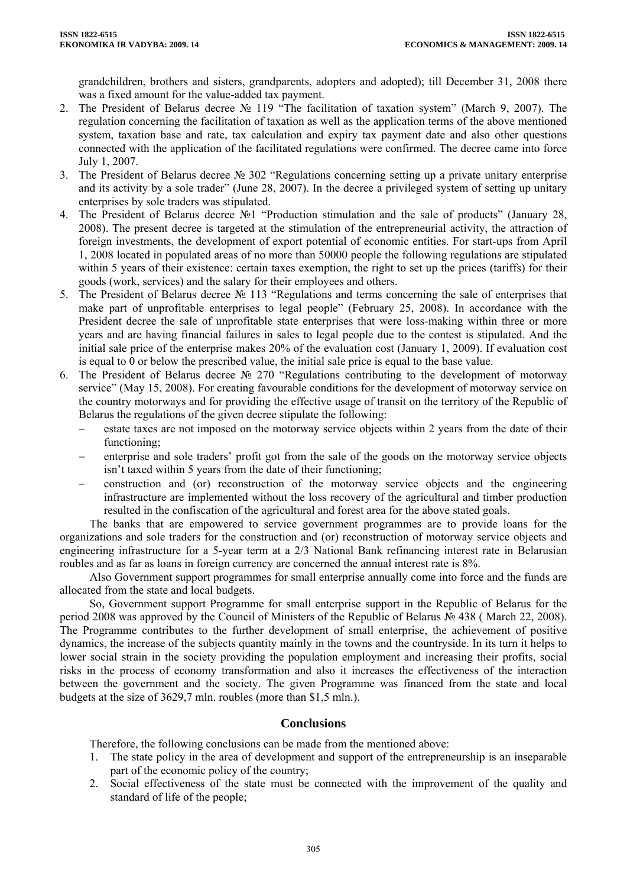grandchildren, brothers and sisters, grandparents, adopters and adopted); till December 31, 2008 there was a fixed amount for the value-added tax payment.

2. The President of Belarus decree № 119 "The facilitation of taxation system" (March 9, 2007). The regulation concerning the facilitation of taxation as well as the application terms of the above mentioned system, taxation base and rate, tax calculation and expiry tax payment date and also other questions connected with the application of the facilitated regulations were confirmed. The decree came into force July 1, 2007.
3. The President of Belarus decree № 302 "Regulations concerning setting up a private unitary enterprise and its activity by a sole trader" (June 28, 2007). In the decree a privileged system of setting up unitary enterprises by sole traders was stipulated.
4. The President of Belarus decree №1 "Production stimulation and the sale of products" (January 28, 2008). The present decree is targeted at the stimulation of the entrepreneurial activity, the attraction of foreign investments, the development of export potential of economic entities. For start-ups from April 1, 2008 located in populated areas of no more than 50000 people the following regulations are stipulated within 5 years of their existence: certain taxes exemption, the right to set up the prices (tariffs) for their goods (work, services) and the salary for their employees and others.
5. The President of Belarus decree № 113 "Regulations and terms concerning the sale of enterprises that make part of unprofitable enterprises to legal people" (February 25, 2008). In accordance with the President decree the sale of unprofitable state enterprises that were loss-making within three or more years and are having financial failures in sales to legal people due to the contest is stipulated. And the initial sale price of the enterprise makes 20% of the evaluation cost (January 1, 2009). If evaluation cost is equal to 0 or below the prescribed value, the initial sale price is equal to the base value.
6. The President of Belarus decree № 270 "Regulations contributing to the development of motorway service" (May 15, 2008). For creating favourable conditions for the development of motorway service on the country motorways and for providing the effective usage of transit on the territory of the Republic of Belarus the regulations of the given decree stipulate the following:
   - estate taxes are not imposed on the motorway service objects within 2 years from the date of their functioning;
   - enterprise and sole traders' profit got from the sale of the goods on the motorway service objects isn't taxed within 5 years from the date of their functioning;
   - construction and (or) reconstruction of the motorway service objects and the engineering infrastructure are implemented without the loss recovery of the agricultural and timber production resulted in the confiscation of the agricultural and forest area for the above stated goals.

The banks that are empowered to service government programmes are to provide loans for the organizations and sole traders for the construction and (or) reconstruction of motorway service objects and engineering infrastructure for a 5-year term at a 2/3 National Bank refinancing interest rate in Belarusian roubles and as far as loans in foreign currency are concerned the annual interest rate is 8%.

Also Government support programmes for small enterprise annually come into force and the funds are allocated from the state and local budgets.

So, Government support Programme for small enterprise support in the Republic of Belarus for the period 2008 was approved by the Council of Ministers of the Republic of Belarus № 438 ( March 22, 2008). The Programme contributes to the further development of small enterprise, the achievement of positive dynamics, the increase of the subjects quantity mainly in the towns and the countryside. In its turn it helps to lower social strain in the society providing the population employment and increasing their profits, social risks in the process of economy transformation and also it increases the effectiveness of the interaction between the government and the society. The given Programme was financed from the state and local budgets at the size of 3629,7 mln. roubles (more than $1,5 mln.).

## Conclusions

Therefore, the following conclusions can be made from the mentioned above:

1. The state policy in the area of development and support of the entrepreneurship is an inseparable part of the economic policy of the country;
2. Social effectiveness of the state must be connected with the improvement of the quality and standard of life of the people;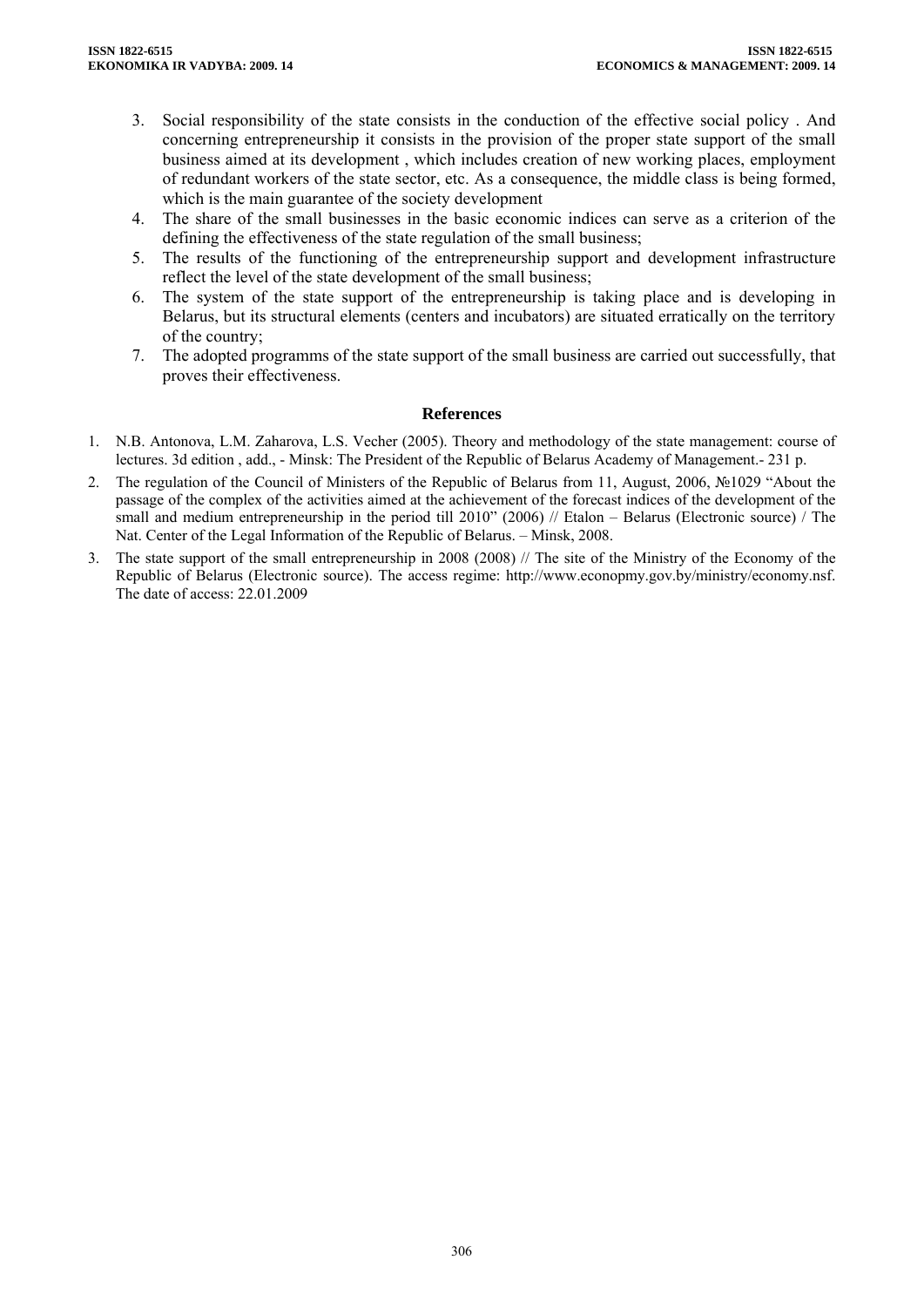3. Social responsibility of the state consists in the conduction of the effective social policy . And concerning entrepreneurship it consists in the provision of the proper state support of the small business aimed at its development , which includes creation of new working places, employment of redundant workers of the state sector, etc. As a consequence, the middle class is being formed, which is the main guarantee of the society development
4. The share of the small businesses in the basic economic indices can serve as a criterion of the defining the effectiveness of the state regulation of the small business;
5. The results of the functioning of the entrepreneurship support and development infrastructure reflect the level of the state development of the small business;
6. The system of the state support of the entrepreneurship is taking place and is developing in Belarus, but its structural elements (centers and incubators) are situated erratically on the territory of the country;
7. The adopted programms of the state support of the small business are carried out successfully, that proves their effectiveness.

## References

1. N.B. Antonova, L.M. Zaharova, L.S. Vecher (2005). Theory and methodology of the state management: course of lectures. 3d edition , add., - Minsk: The President of the Republic of Belarus Academy of Management.- 231 p.
2. The regulation of the Council of Ministers of the Republic of Belarus from 11, August, 2006, №1029 "About the passage of the complex of the activities aimed at the achievement of the forecast indices of the development of the small and medium entrepreneurship in the period till 2010" (2006) // Etalon – Belarus (Electronic source) / The Nat. Center of the Legal Information of the Republic of Belarus. – Minsk, 2008.
3. The state support of the small entrepreneurship in 2008 (2008) // The site of the Ministry of the Economy of the Republic of Belarus (Electronic source). The access regime: http://www.econopmy.gov.by/ministry/economy.nsf. The date of access: 22.01.2009